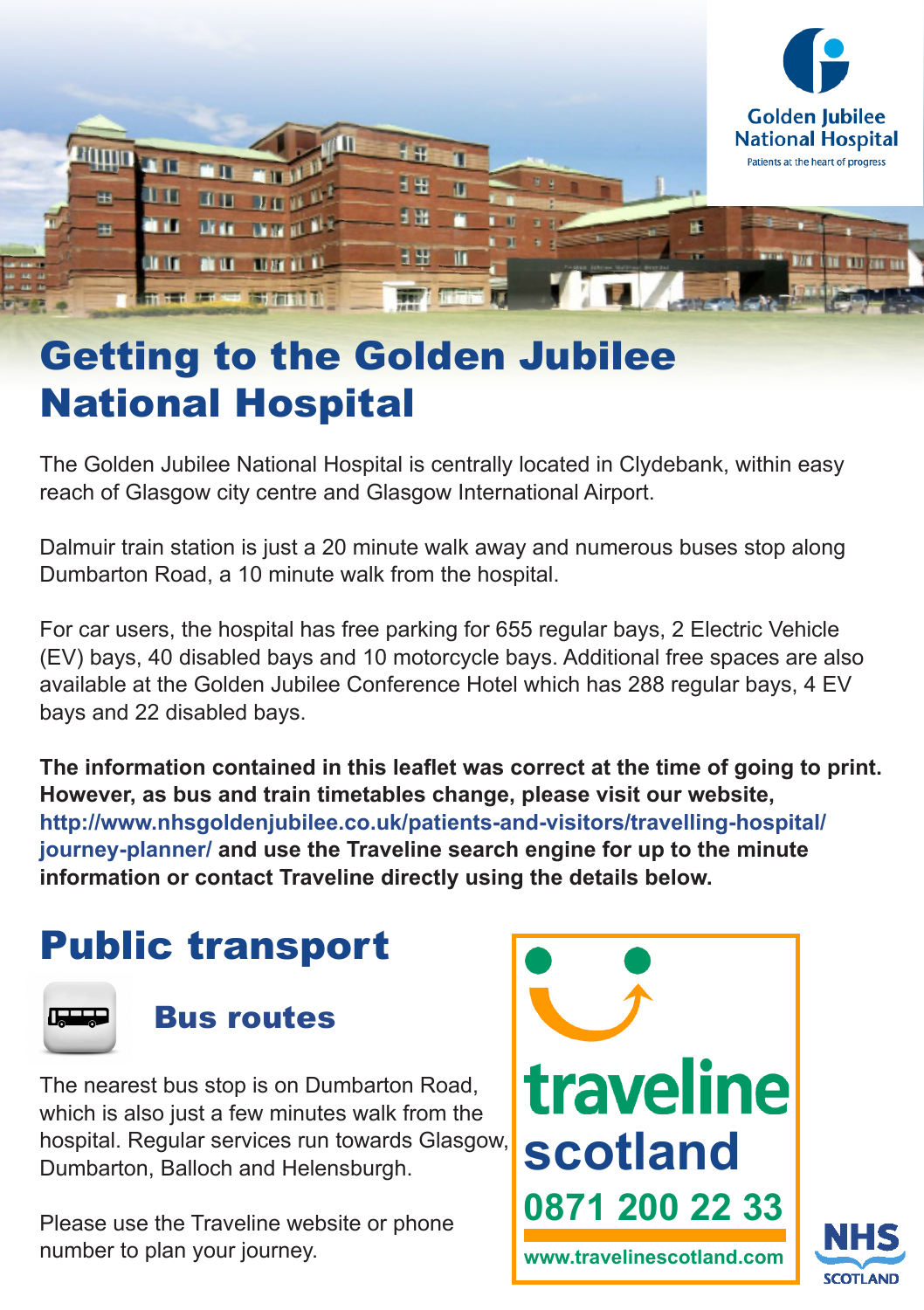Golden Jubilee National Hospital

Patients at the heart of progress

# Getting to the Golden Jubilee National Hospital

The Golden Jubilee National Hospital is centrally located in Clydebank, within easy reach of Glasgow city centre and Glasgow International Airport.

Dalmuir train station is just a 20 minute walk away and numerous buses stop along Dumbarton Road, a 10 minute walk from the hospital.

For car users, the hospital has free parking for 655 regular bays, 2 Electric Vehicle (EV) bays, 40 disabled bays and 10 motorcycle bays. Additional free spaces are also available at the Golden Jubilee Conference Hotel which has 288 regular bays, 4 EV bays and 22 disabled bays.

**The information contained in this leaflet was correct at the time of going to print. However, as bus and train timetables change, please visit our website, http://www.nhsgoldenjubilee.co.uk/patients-and-visitors/travelling-hospital/journey-planner/ and use the Traveline search engine for up to the minute information or contact Traveline directly using the details below.**

## Public transport

### Bus routes

The nearest bus stop is on Dumbarton Road, which is also just a few minutes walk from the hospital. Regular services run towards Glasgow, Dumbarton, Balloch and Helensburgh.

Please use the Traveline website or phone number to plan your journey.

traveline scotland

0871 200 22 33

www.travelinescotland.com

NHS SCOTLAND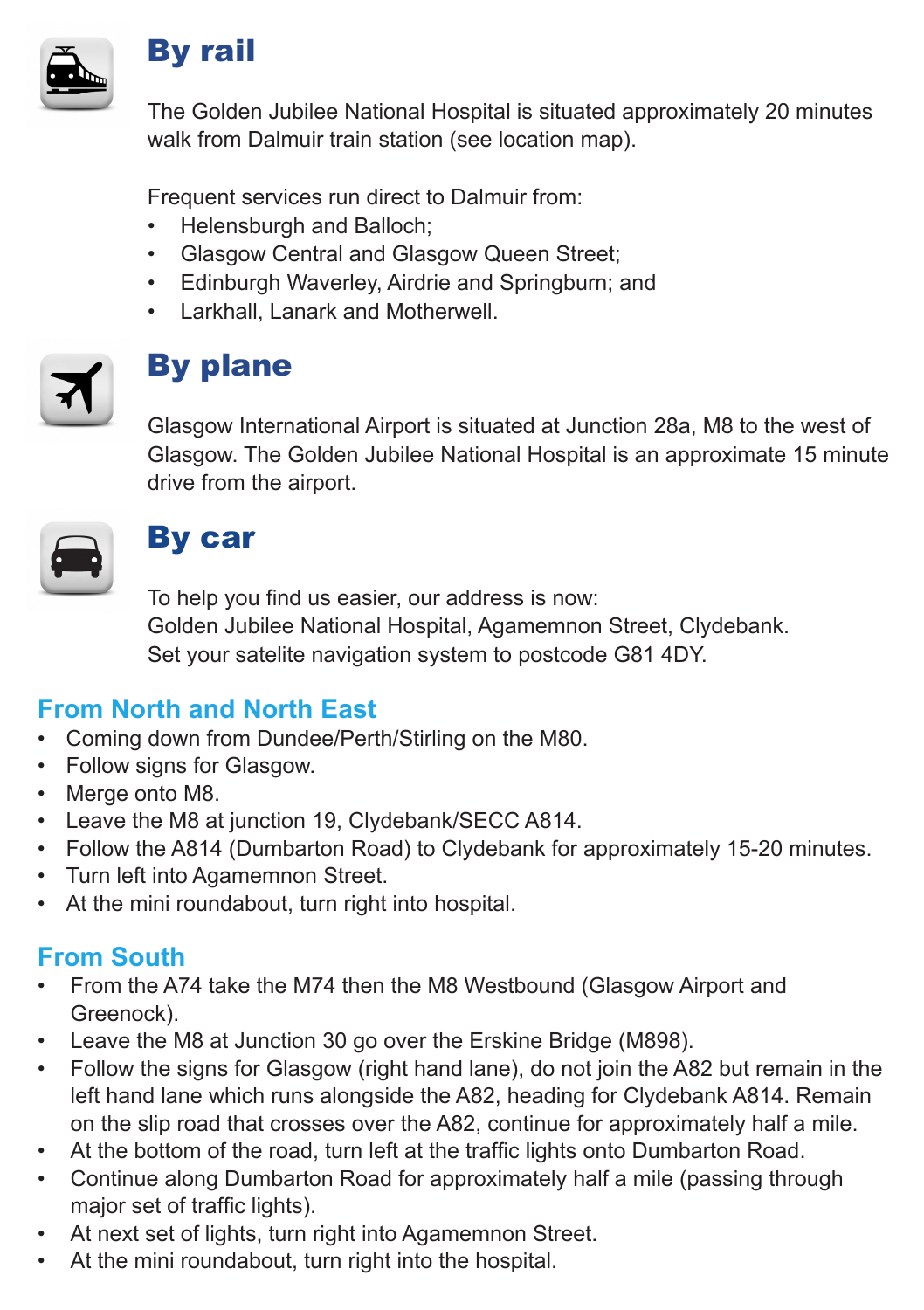## By rail

The Golden Jubilee National Hospital is situated approximately 20 minutes walk from Dalmuir train station (see location map).

Frequent services run direct to Dalmuir from:

- Helensburgh and Balloch;
- Glasgow Central and Glasgow Queen Street;
- Edinburgh Waverley, Airdrie and Springburn; and
- Larkhall, Lanark and Motherwell.

## By plane

Glasgow International Airport is situated at Junction 28a, M8 to the west of Glasgow. The Golden Jubilee National Hospital is an approximate 15 minute drive from the airport.

## By car

To help you find us easier, our address is now:
Golden Jubilee National Hospital, Agamemnon Street, Clydebank.
Set your satelite navigation system to postcode G81 4DY.

### From North and North East

- Coming down from Dundee/Perth/Stirling on the M80.
- Follow signs for Glasgow.
- Merge onto M8.
- Leave the M8 at junction 19, Clydebank/SECC A814.
- Follow the A814 (Dumbarton Road) to Clydebank for approximately 15-20 minutes.
- Turn left into Agamemnon Street.
- At the mini roundabout, turn right into hospital.

### From South

- From the A74 take the M74 then the M8 Westbound (Glasgow Airport and Greenock).
- Leave the M8 at Junction 30 go over the Erskine Bridge (M898).
- Follow the signs for Glasgow (right hand lane), do not join the A82 but remain in the left hand lane which runs alongside the A82, heading for Clydebank A814. Remain on the slip road that crosses over the A82, continue for approximately half a mile.
- At the bottom of the road, turn left at the traffic lights onto Dumbarton Road.
- Continue along Dumbarton Road for approximately half a mile (passing through major set of traffic lights).
- At next set of lights, turn right into Agamemnon Street.
- At the mini roundabout, turn right into the hospital.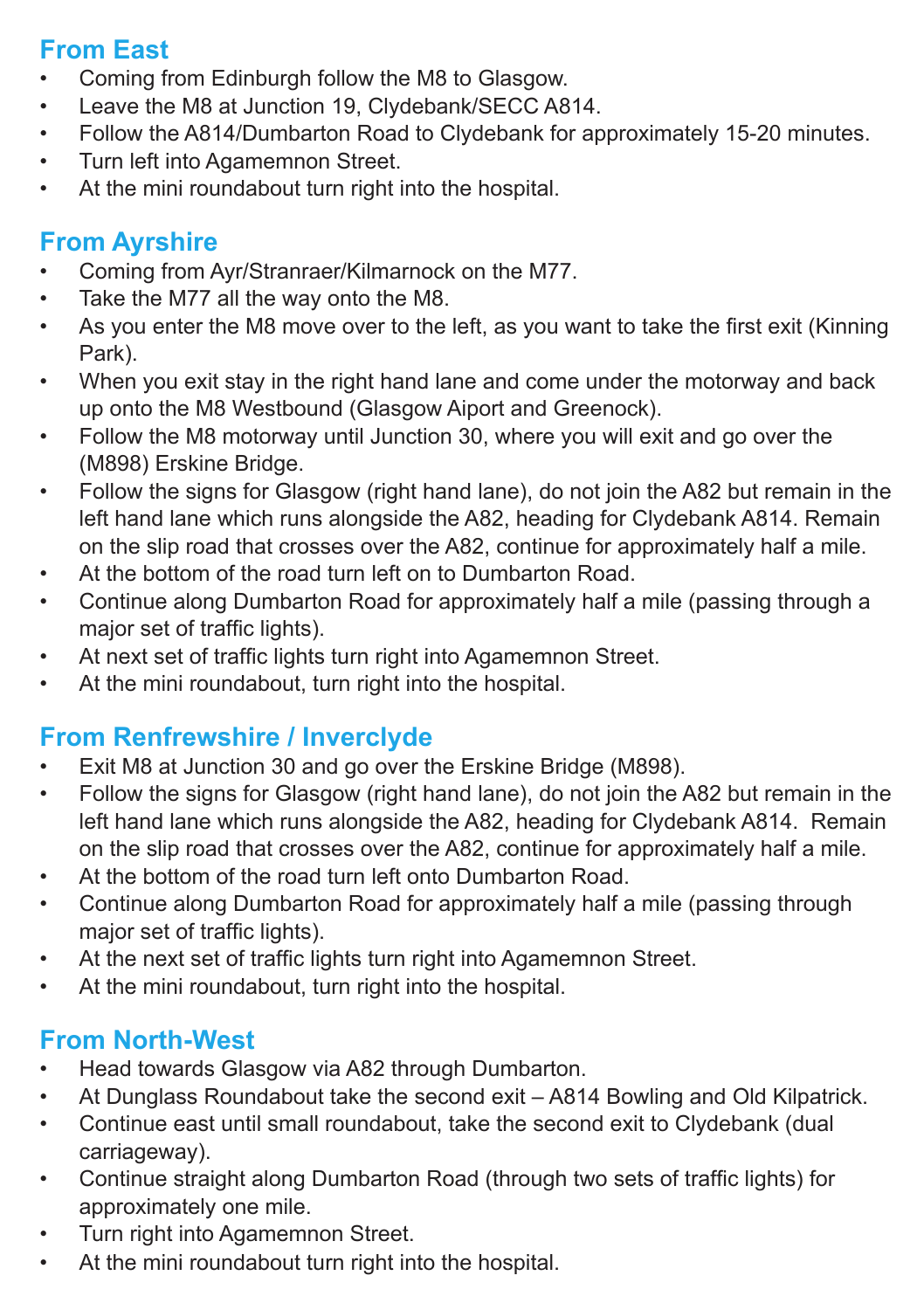## From East

- Coming from Edinburgh follow the M8 to Glasgow.
- Leave the M8 at Junction 19, Clydebank/SECC A814.
- Follow the A814/Dumbarton Road to Clydebank for approximately 15-20 minutes.
- Turn left into Agamemnon Street.
- At the mini roundabout turn right into the hospital.

## From Ayrshire

- Coming from Ayr/Stranraer/Kilmarnock on the M77.
- Take the M77 all the way onto the M8.
- As you enter the M8 move over to the left, as you want to take the first exit (Kinning Park).
- When you exit stay in the right hand lane and come under the motorway and back up onto the M8 Westbound (Glasgow Aiport and Greenock).
- Follow the M8 motorway until Junction 30, where you will exit and go over the (M898) Erskine Bridge.
- Follow the signs for Glasgow (right hand lane), do not join the A82 but remain in the left hand lane which runs alongside the A82, heading for Clydebank A814. Remain on the slip road that crosses over the A82, continue for approximately half a mile.
- At the bottom of the road turn left on to Dumbarton Road.
- Continue along Dumbarton Road for approximately half a mile (passing through a major set of traffic lights).
- At next set of traffic lights turn right into Agamemnon Street.
- At the mini roundabout, turn right into the hospital.

## From Renfrewshire / Inverclyde

- Exit M8 at Junction 30 and go over the Erskine Bridge (M898).
- Follow the signs for Glasgow (right hand lane), do not join the A82 but remain in the left hand lane which runs alongside the A82, heading for Clydebank A814. Remain on the slip road that crosses over the A82, continue for approximately half a mile.
- At the bottom of the road turn left onto Dumbarton Road.
- Continue along Dumbarton Road for approximately half a mile (passing through major set of traffic lights).
- At the next set of traffic lights turn right into Agamemnon Street.
- At the mini roundabout, turn right into the hospital.

## From North-West

- Head towards Glasgow via A82 through Dumbarton.
- At Dunglass Roundabout take the second exit – A814 Bowling and Old Kilpatrick.
- Continue east until small roundabout, take the second exit to Clydebank (dual carriageway).
- Continue straight along Dumbarton Road (through two sets of traffic lights) for approximately one mile.
- Turn right into Agamemnon Street.
- At the mini roundabout turn right into the hospital.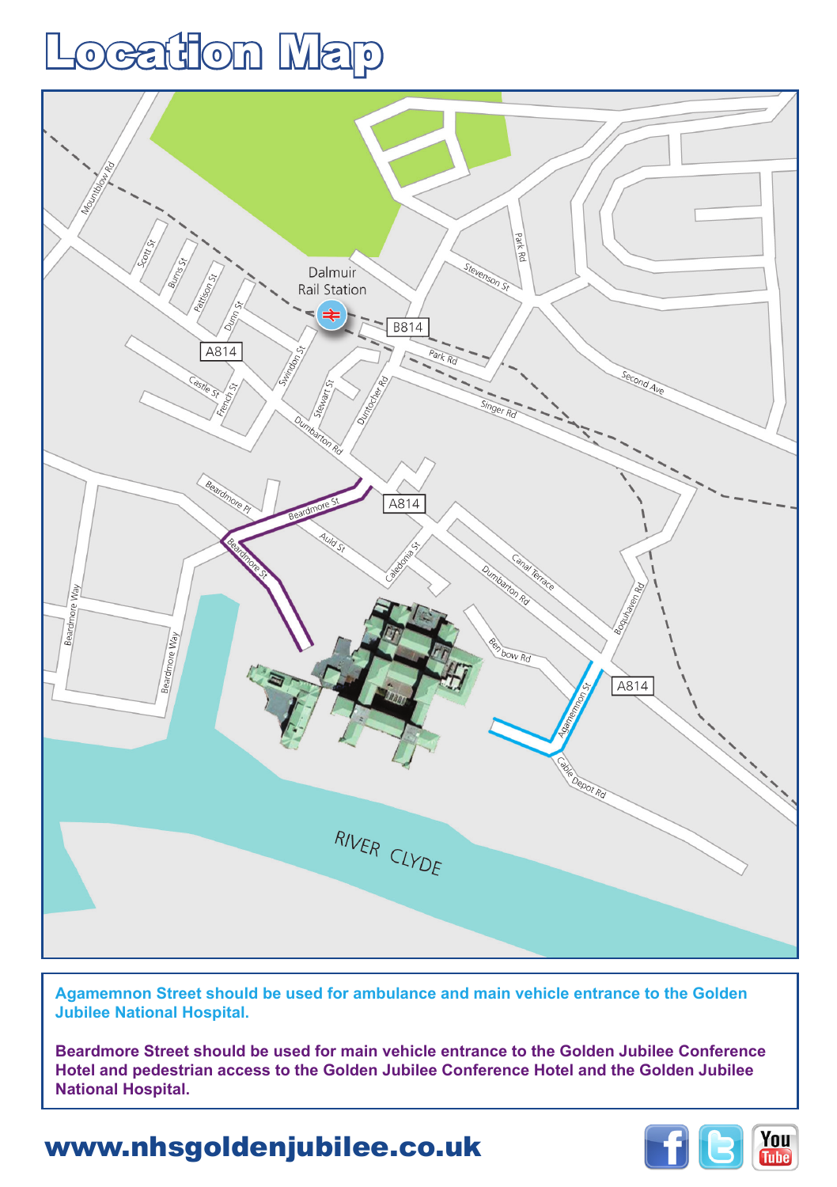# Location Map

Dalmuir Rail Station

B814

A814

A814

A814

Mountblow Rd

Scott St

Burns St

Pattison St

Dunn St

Swindon St

Stewart St

Duntocher Rd

Castle St

French St

Dumbarton Rd

Park Rd

Stevenson St

Park Rd

Singer Rd

Second Ave

Beardmore Pl

Beardmore St

Beardmore St

Auld St

Caledonia St

Canal Terrace

Dumbarton Rd

Boquhanran Rd

Beardmore Way

Beardmore Way

Ben bow Rd

Agamemnon St

Cable Depot Rd

RIVER CLYDE

**Agamemnon Street should be used for ambulance and main vehicle entrance to the Golden Jubilee National Hospital.**

**Beardmore Street should be used for main vehicle entrance to the Golden Jubilee Conference Hotel and pedestrian access to the Golden Jubilee Conference Hotel and the Golden Jubilee National Hospital.**

**www.nhsgoldenjubilee.co.uk**